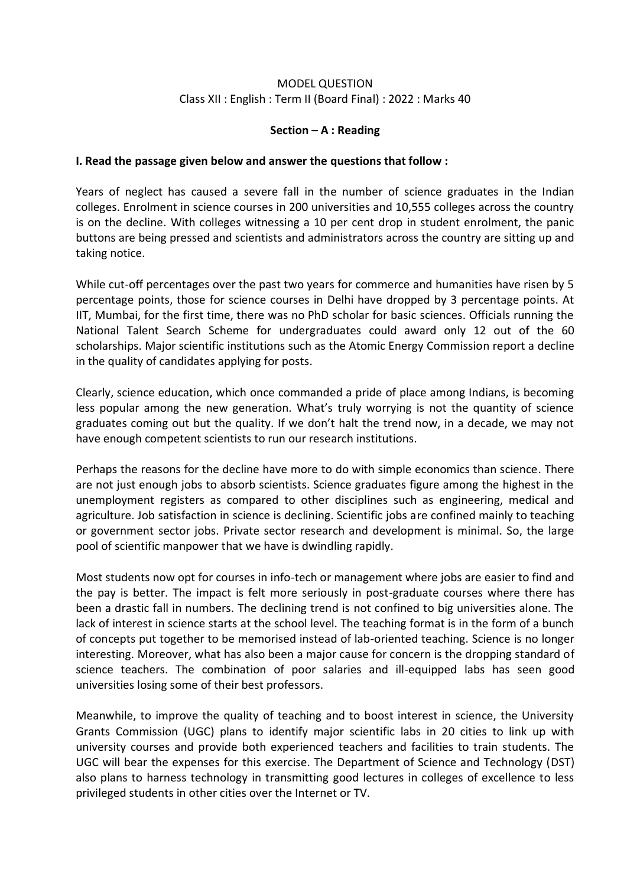MODEL QUESTION

Class XII : English : Term II (Board Final) : 2022 : Marks 40

## Section – A : Reading

**I. Read the passage given below and answer the questions that follow :**

Years of neglect has caused a severe fall in the number of science graduates in the Indian colleges. Enrolment in science courses in 200 universities and 10,555 colleges across the country is on the decline. With colleges witnessing a 10 per cent drop in student enrolment, the panic buttons are being pressed and scientists and administrators across the country are sitting up and taking notice.

While cut-off percentages over the past two years for commerce and humanities have risen by 5 percentage points, those for science courses in Delhi have dropped by 3 percentage points. At IIT, Mumbai, for the first time, there was no PhD scholar for basic sciences. Officials running the National Talent Search Scheme for undergraduates could award only 12 out of the 60 scholarships. Major scientific institutions such as the Atomic Energy Commission report a decline in the quality of candidates applying for posts.

Clearly, science education, which once commanded a pride of place among Indians, is becoming less popular among the new generation. What's truly worrying is not the quantity of science graduates coming out but the quality. If we don't halt the trend now, in a decade, we may not have enough competent scientists to run our research institutions.

Perhaps the reasons for the decline have more to do with simple economics than science. There are not just enough jobs to absorb scientists. Science graduates figure among the highest in the unemployment registers as compared to other disciplines such as engineering, medical and agriculture. Job satisfaction in science is declining. Scientific jobs are confined mainly to teaching or government sector jobs. Private sector research and development is minimal. So, the large pool of scientific manpower that we have is dwindling rapidly.

Most students now opt for courses in info-tech or management where jobs are easier to find and the pay is better. The impact is felt more seriously in post-graduate courses where there has been a drastic fall in numbers. The declining trend is not confined to big universities alone. The lack of interest in science starts at the school level. The teaching format is in the form of a bunch of concepts put together to be memorised instead of lab-oriented teaching. Science is no longer interesting. Moreover, what has also been a major cause for concern is the dropping standard of science teachers. The combination of poor salaries and ill-equipped labs has seen good universities losing some of their best professors.

Meanwhile, to improve the quality of teaching and to boost interest in science, the University Grants Commission (UGC) plans to identify major scientific labs in 20 cities to link up with university courses and provide both experienced teachers and facilities to train students. The UGC will bear the expenses for this exercise. The Department of Science and Technology (DST) also plans to harness technology in transmitting good lectures in colleges of excellence to less privileged students in other cities over the Internet or TV.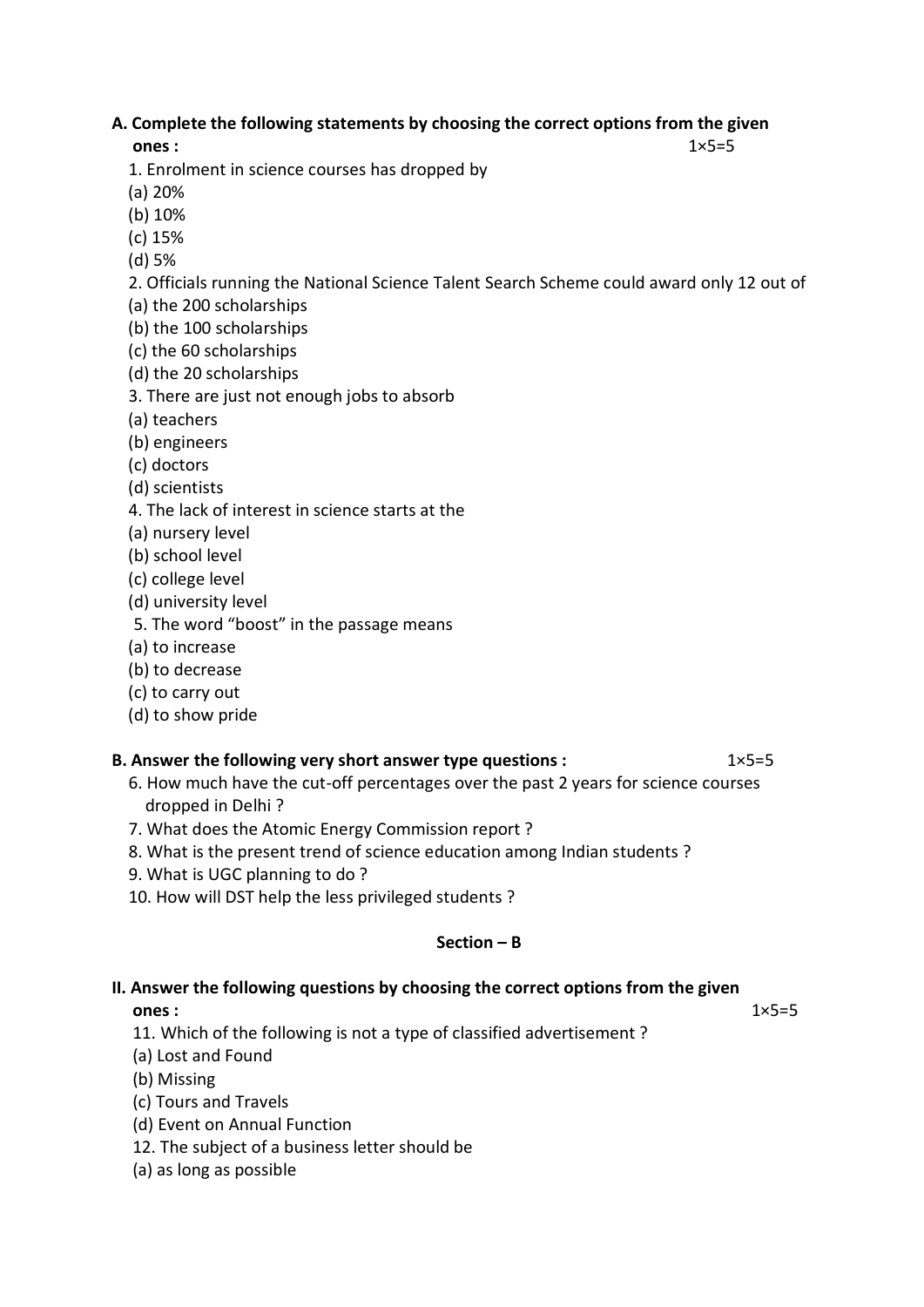**A. Complete the following statements by choosing the correct options from the given ones :** 1×5=5

1. Enrolment in science courses has dropped by
   (a) 20%
   (b) 10%
   (c) 15%
   (d) 5%
2. Officials running the National Science Talent Search Scheme could award only 12 out of
   (a) the 200 scholarships
   (b) the 100 scholarships
   (c) the 60 scholarships
   (d) the 20 scholarships
3. There are just not enough jobs to absorb
   (a) teachers
   (b) engineers
   (c) doctors
   (d) scientists
4. The lack of interest in science starts at the
   (a) nursery level
   (b) school level
   (c) college level
   (d) university level
5. The word "boost" in the passage means
   (a) to increase
   (b) to decrease
   (c) to carry out
   (d) to show pride

**B. Answer the following very short answer type questions :** 1×5=5

6. How much have the cut-off percentages over the past 2 years for science courses dropped in Delhi ?
7. What does the Atomic Energy Commission report ?
8. What is the present trend of science education among Indian students ?
9. What is UGC planning to do ?
10. How will DST help the less privileged students ?

## Section – B

**II. Answer the following questions by choosing the correct options from the given ones :** 1×5=5

11. Which of the following is not a type of classified advertisement ?
    (a) Lost and Found
    (b) Missing
    (c) Tours and Travels
    (d) Event on Annual Function
12. The subject of a business letter should be
    (a) as long as possible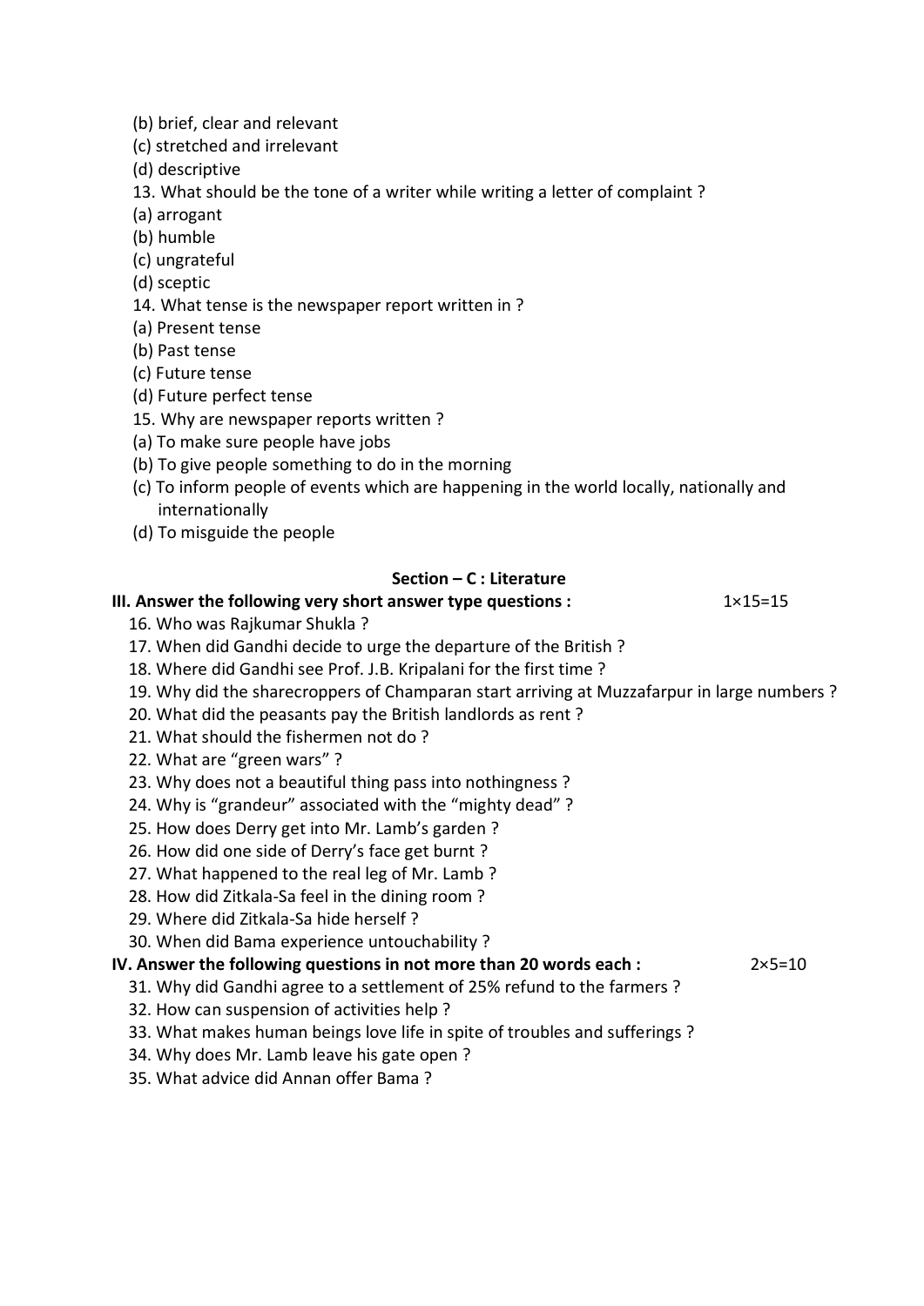(b) brief, clear and relevant
(c) stretched and irrelevant
(d) descriptive

13. What should be the tone of a writer while writing a letter of complaint ?
(a) arrogant
(b) humble
(c) ungrateful
(d) sceptic

14. What tense is the newspaper report written in ?
(a) Present tense
(b) Past tense
(c) Future tense
(d) Future perfect tense

15. Why are newspaper reports written ?
(a) To make sure people have jobs
(b) To give people something to do in the morning
(c) To inform people of events which are happening in the world locally, nationally and internationally
(d) To misguide the people

## Section – C : Literature

**III. Answer the following very short answer type questions :** 1×15=15

16. Who was Rajkumar Shukla ?
17. When did Gandhi decide to urge the departure of the British ?
18. Where did Gandhi see Prof. J.B. Kripalani for the first time ?
19. Why did the sharecroppers of Champaran start arriving at Muzzafarpur in large numbers ?
20. What did the peasants pay the British landlords as rent ?
21. What should the fishermen not do ?
22. What are "green wars" ?
23. Why does not a beautiful thing pass into nothingness ?
24. Why is "grandeur" associated with the "mighty dead" ?
25. How does Derry get into Mr. Lamb's garden ?
26. How did one side of Derry's face get burnt ?
27. What happened to the real leg of Mr. Lamb ?
28. How did Zitkala-Sa feel in the dining room ?
29. Where did Zitkala-Sa hide herself ?
30. When did Bama experience untouchability ?

**IV. Answer the following questions in not more than 20 words each :** 2×5=10

31. Why did Gandhi agree to a settlement of 25% refund to the farmers ?
32. How can suspension of activities help ?
33. What makes human beings love life in spite of troubles and sufferings ?
34. Why does Mr. Lamb leave his gate open ?
35. What advice did Annan offer Bama ?